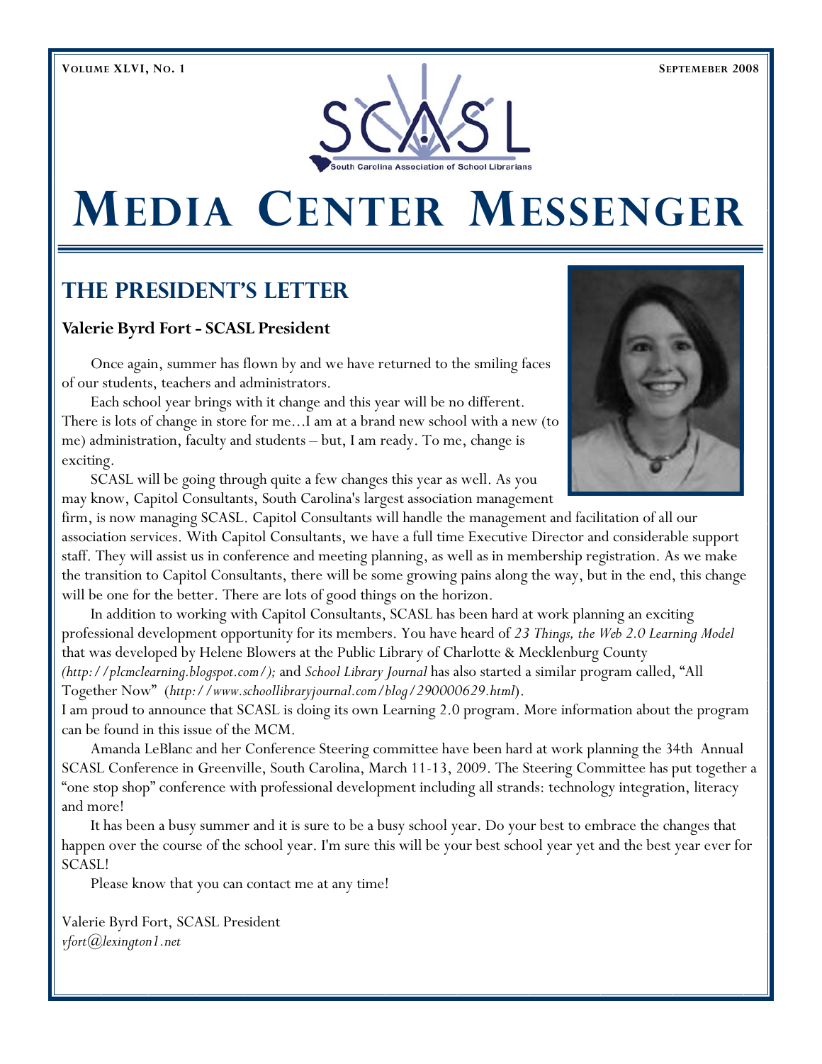South Carolina Association of School Librarians

# Media Center Messenger

## The President's Letter

**Valerie Byrd Fort - SCASL President**

Once again, summer has flown by and we have returned to the smiling faces of our students, teachers and administrators.

Each school year brings with it change and this year will be no different. There is lots of change in store for me…I am at a brand new school with a new (to me) administration, faculty and students – but, I am ready. To me, change is exciting.

SCASL will be going through quite a few changes this year as well. As you may know, Capitol Consultants, South Carolina's largest association management firm, is now managing SCASL. Capitol Consultants will handle the management and facilitation of all our association services. With Capitol Consultants, we have a full time Executive Director and considerable support staff. They will assist us in conference and meeting planning, as well as in membership registration. As we make the transition to Capitol Consultants, there will be some growing pains along the way, but in the end, this change will be one for the better. There are lots of good things on the horizon.

In addition to working with Capitol Consultants, SCASL has been hard at work planning an exciting professional development opportunity for its members. You have heard of *23 Things, the Web 2.0 Learning Model* that was developed by Helene Blowers at the Public Library of Charlotte & Mecklenburg County *(http://plcmclearning.blogspot.com/);* and *School Library Journal* has also started a similar program called, "All Together Now" (*http://www.schoollibraryjournal.com/blog/290000629.html*).
I am proud to announce that SCASL is doing its own Learning 2.0 program. More information about the program can be found in this issue of the MCM.

Amanda LeBlanc and her Conference Steering committee have been hard at work planning the 34th Annual SCASL Conference in Greenville, South Carolina, March 11-13, 2009. The Steering Committee has put together a "one stop shop" conference with professional development including all strands: technology integration, literacy and more!

It has been a busy summer and it is sure to be a busy school year. Do your best to embrace the changes that happen over the course of the school year. I'm sure this will be your best school year yet and the best year ever for SCASL!

Please know that you can contact me at any time!

Valerie Byrd Fort, SCASL President
*vfort@lexington1.net*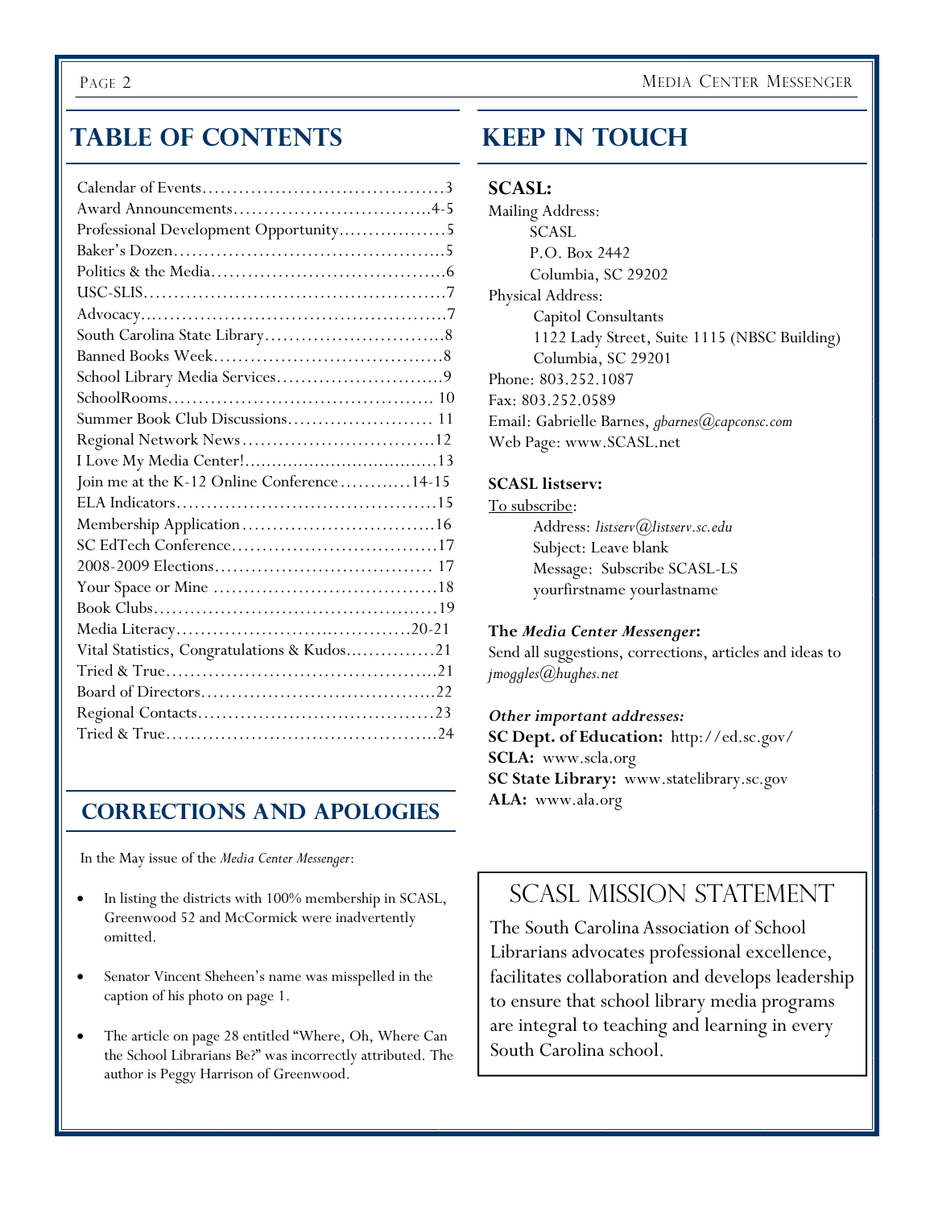## TABLE OF CONTENTS

| | |
|---|---|
| Calendar of Events | 3 |
| Award Announcements | 4-5 |
| Professional Development Opportunity | 5 |
| Baker's Dozen | 5 |
| Politics & the Media | 6 |
| USC-SLIS | 7 |
| Advocacy | 7 |
| South Carolina State Library | 8 |
| Banned Books Week | 8 |
| School Library Media Services | 9 |
| SchoolRooms | 10 |
| Summer Book Club Discussions | 11 |
| Regional Network News | 12 |
| I Love My Media Center! | 13 |
| Join me at the K-12 Online Conference | 14-15 |
| ELA Indicators | 15 |
| Membership Application | 16 |
| SC EdTech Conference | 17 |
| 2008-2009 Elections | 17 |
| Your Space or Mine | 18 |
| Book Clubs | 19 |
| Media Literacy | 20-21 |
| Vital Statistics, Congratulations & Kudos | 21 |
| Tried & True | 21 |
| Board of Directors | 22 |
| Regional Contacts | 23 |
| Tried & True | 24 |

## CORRECTIONS AND APOLOGIES

In the May issue of the *Media Center Messenger*:

- In listing the districts with 100% membership in SCASL, Greenwood 52 and McCormick were inadvertently omitted.
- Senator Vincent Sheheen's name was misspelled in the caption of his photo on page 1.
- The article on page 28 entitled "Where, Oh, Where Can the School Librarians Be?" was incorrectly attributed. The author is Peggy Harrison of Greenwood.

## KEEP IN TOUCH

**SCASL:**

Mailing Address:
SCASL
P.O. Box 2442
Columbia, SC 29202

Physical Address:
Capitol Consultants
1122 Lady Street, Suite 1115 (NBSC Building)
Columbia, SC 29201

Phone: 803.252.1087
Fax: 803.252.0589
Email: Gabrielle Barnes, *gbarnes@capconsc.com*
Web Page: www.SCASL.net

**SCASL listserv:**

To subscribe:
Address: *listserv@listserv.sc.edu*
Subject: Leave blank
Message: Subscribe SCASL-LS yourfirstname yourlastname

**The *Media Center Messenger*:**
Send all suggestions, corrections, articles and ideas to *jmoggles@hughes.net*

***Other important addresses:***
**SC Dept. of Education:** http://ed.sc.gov/
**SCLA:** www.scla.org
**SC State Library:** www.statelibrary.sc.gov
**ALA:** www.ala.org

## SCASL MISSION STATEMENT

The South Carolina Association of School Librarians advocates professional excellence, facilitates collaboration and develops leadership to ensure that school library media programs are integral to teaching and learning in every South Carolina school.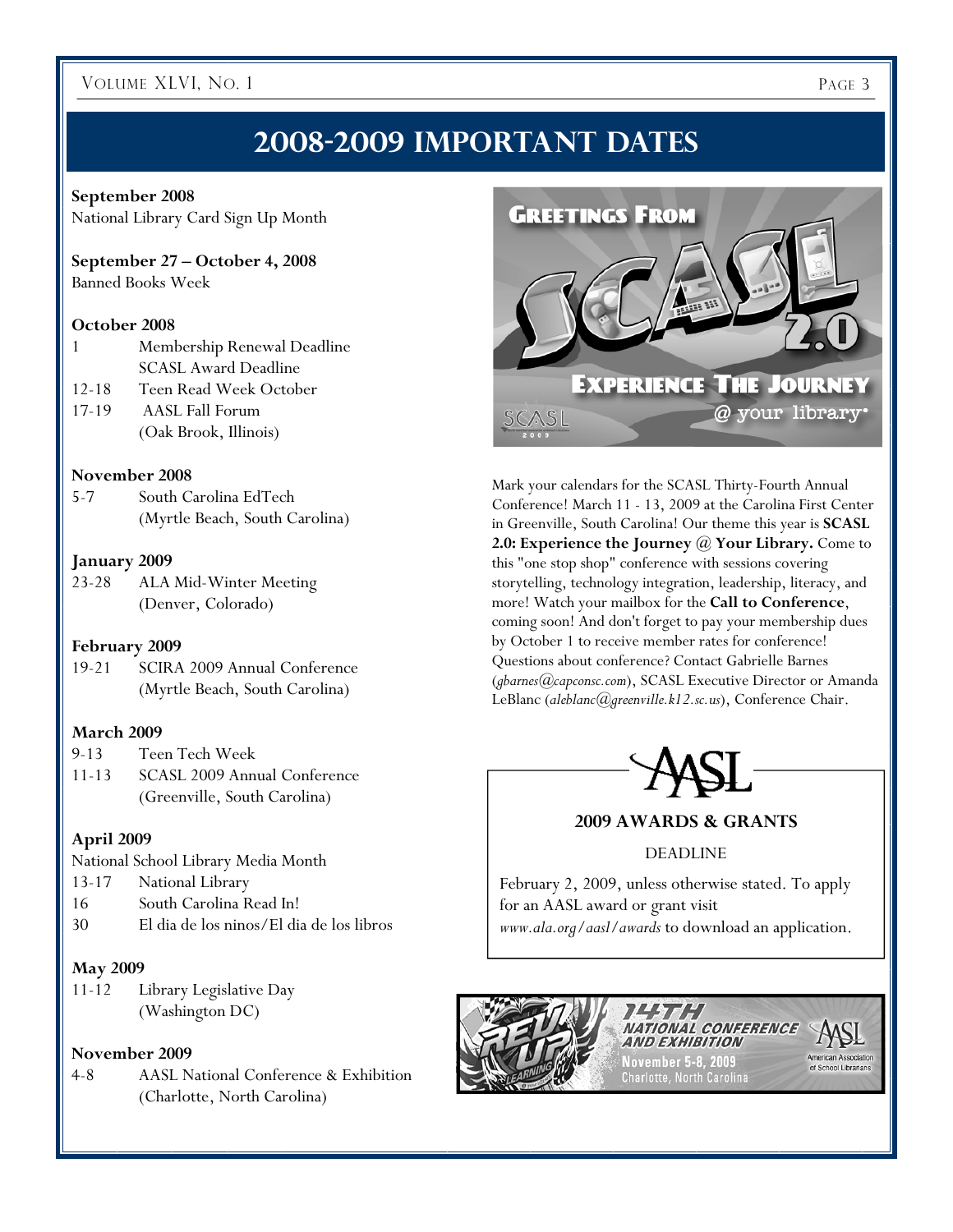# 2008-2009 IMPORTANT DATES

**September 2008**
National Library Card Sign Up Month

**September 27 – October 4, 2008**
Banned Books Week

**October 2008**

- 1 Membership Renewal Deadline
  SCASL Award Deadline
- 12-18 Teen Read Week October
- 17-19 AASL Fall Forum (Oak Brook, Illinois)

**November 2008**

- 5-7 South Carolina EdTech (Myrtle Beach, South Carolina)

**January 2009**

- 23-28 ALA Mid-Winter Meeting (Denver, Colorado)

**February 2009**

- 19-21 SCIRA 2009 Annual Conference (Myrtle Beach, South Carolina)

**March 2009**

- 9-13 Teen Tech Week
- 11-13 SCASL 2009 Annual Conference (Greenville, South Carolina)

**April 2009**
National School Library Media Month

- 13-17 National Library
- 16 South Carolina Read In!
- 30 El dia de los ninos/El dia de los libros

**May 2009**

- 11-12 Library Legislative Day (Washington DC)

**November 2009**

- 4-8 AASL National Conference & Exhibition (Charlotte, North Carolina)

GREETINGS FROM SCASL 2.0
EXPERIENCE THE JOURNEY @ your library®

Mark your calendars for the SCASL Thirty-Fourth Annual Conference! March 11 - 13, 2009 at the Carolina First Center in Greenville, South Carolina! Our theme this year is **SCASL 2.0: Experience the Journey @ Your Library.** Come to this "one stop shop" conference with sessions covering storytelling, technology integration, leadership, literacy, and more! Watch your mailbox for the **Call to Conference**, coming soon! And don't forget to pay your membership dues by October 1 to receive member rates for conference! Questions about conference? Contact Gabrielle Barnes (*gbarnes@capconsc.com*), SCASL Executive Director or Amanda LeBlanc (*aleblanc@greenville.k12.sc.us*), Conference Chair.

AASL

**2009 AWARDS & GRANTS**

DEADLINE

February 2, 2009, unless otherwise stated. To apply for an AASL award or grant visit *www.ala.org/aasl/awards* to download an application.

REV UP LEARNING — 14TH NATIONAL CONFERENCE AND EXHIBITION
November 5-8, 2009
Charlotte, North Carolina
AASL American Association of School Librarians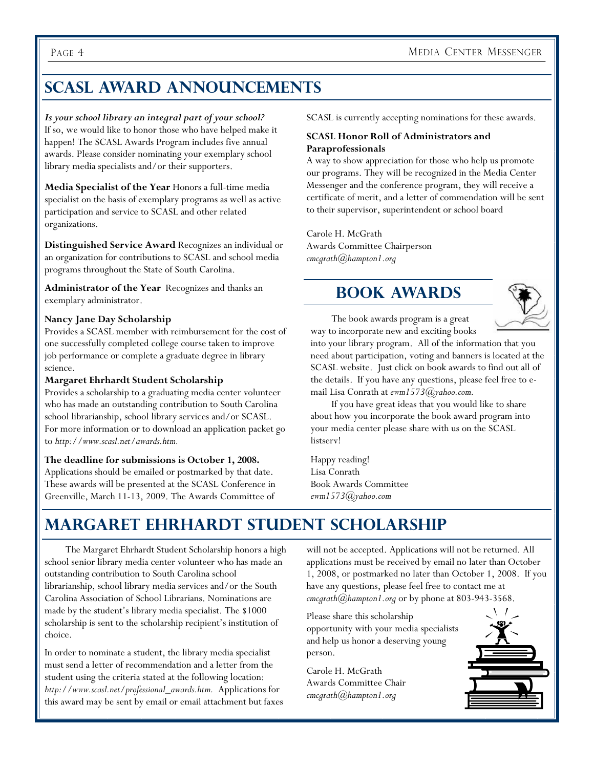# SCASL AWARD ANNOUNCEMENTS

***Is your school library an integral part of your school?*** If so, we would like to honor those who have helped make it happen! The SCASL Awards Program includes five annual awards. Please consider nominating your exemplary school library media specialists and/or their supporters.

**Media Specialist of the Year** Honors a full-time media specialist on the basis of exemplary programs as well as active participation and service to SCASL and other related organizations.

**Distinguished Service Award** Recognizes an individual or an organization for contributions to SCASL and school media programs throughout the State of South Carolina.

**Administrator of the Year** Recognizes and thanks an exemplary administrator.

**Nancy Jane Day Scholarship**
Provides a SCASL member with reimbursement for the cost of one successfully completed college course taken to improve job performance or complete a graduate degree in library science.

**Margaret Ehrhardt Student Scholarship**
Provides a scholarship to a graduating media center volunteer who has made an outstanding contribution to South Carolina school librarianship, school library services and/or SCASL. For more information or to download an application packet go to *http://www.scasl.net/awards.htm.*

**The deadline for submissions is October 1, 2008.** Applications should be emailed or postmarked by that date. These awards will be presented at the SCASL Conference in Greenville, March 11-13, 2009. The Awards Committee of SCASL is currently accepting nominations for these awards.

**SCASL Honor Roll of Administrators and Paraprofessionals**
A way to show appreciation for those who help us promote our programs. They will be recognized in the Media Center Messenger and the conference program, they will receive a certificate of merit, and a letter of commendation will be sent to their supervisor, superintendent or school board

Carole H. McGrath
Awards Committee Chairperson
*cmcgrath@hampton1.org*

# BOOK AWARDS

The book awards program is a great way to incorporate new and exciting books into your library program. All of the information that you need about participation, voting and banners is located at the SCASL website. Just click on book awards to find out all of the details. If you have any questions, please feel free to e-mail Lisa Conrath at *ewm1573@yahoo.com.*

If you have great ideas that you would like to share about how you incorporate the book award program into your media center please share with us on the SCASL listserv!

Happy reading!
Lisa Conrath
Book Awards Committee
*ewm1573@yahoo.com*

# MARGARET EHRHARDT STUDENT SCHOLARSHIP

The Margaret Ehrhardt Student Scholarship honors a high school senior library media center volunteer who has made an outstanding contribution to South Carolina school librarianship, school library media services and/or the South Carolina Association of School Librarians. Nominations are made by the student's library media specialist. The $1000 scholarship is sent to the scholarship recipient's institution of choice.

In order to nominate a student, the library media specialist must send a letter of recommendation and a letter from the student using the criteria stated at the following location: *http://www.scasl.net/professional_awards.htm.* Applications for this award may be sent by email or email attachment but faxes will not be accepted. Applications will not be returned. All applications must be received by email no later than October 1, 2008, or postmarked no later than October 1, 2008. If you have any questions, please feel free to contact me at *cmcgrath@hampton1.org* or by phone at 803-943-3568.

Please share this scholarship opportunity with your media specialists and help us honor a deserving young person.

Carole H. McGrath
Awards Committee Chair
*cmcgrath@hampton1.org*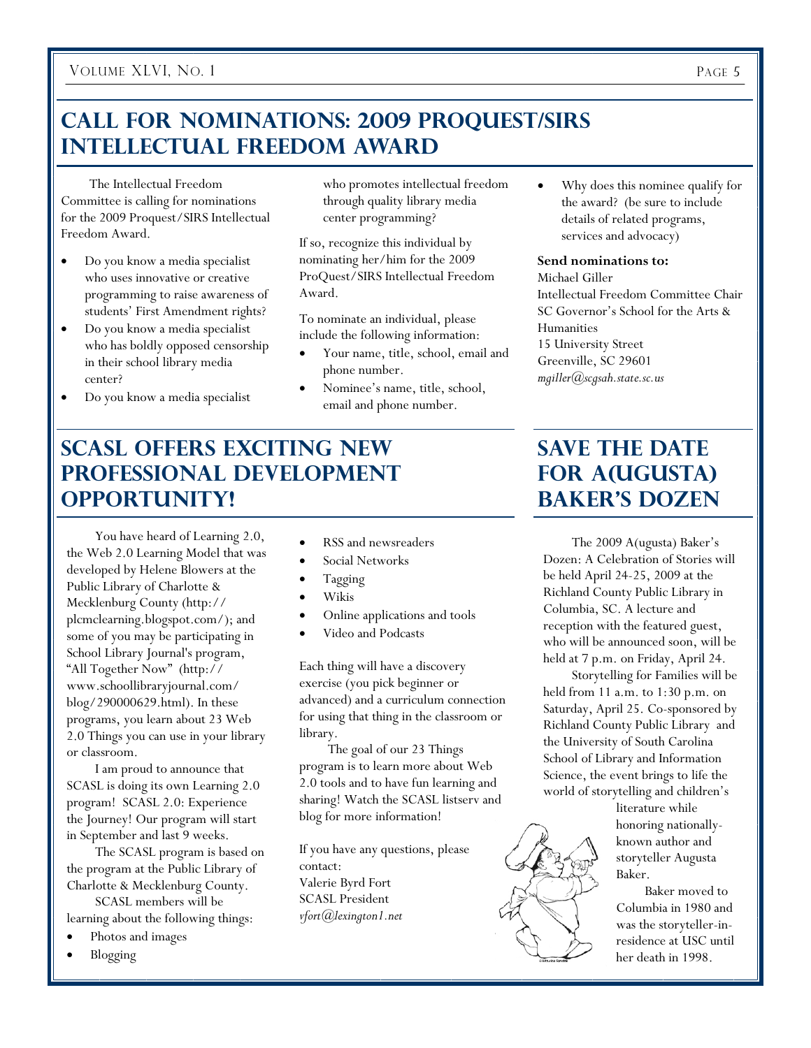# Call for Nominations: 2009 ProQuest/SIRS Intellectual Freedom Award

The Intellectual Freedom Committee is calling for nominations for the 2009 Proquest/SIRS Intellectual Freedom Award.

- Do you know a media specialist who uses innovative or creative programming to raise awareness of students' First Amendment rights?
- Do you know a media specialist who has boldly opposed censorship in their school library media center?
- Do you know a media specialist who promotes intellectual freedom through quality library media center programming?

If so, recognize this individual by nominating her/him for the 2009 ProQuest/SIRS Intellectual Freedom Award.

To nominate an individual, please include the following information:

- Your name, title, school, email and phone number.
- Nominee's name, title, school, email and phone number.
- Why does this nominee qualify for the award? (be sure to include details of related programs, services and advocacy)

**Send nominations to:**
Michael Giller
Intellectual Freedom Committee Chair
SC Governor's School for the Arts & Humanities
15 University Street
Greenville, SC 29601
*mgiller@scgsah.state.sc.us*

# SCASL Offers Exciting New Professional Development Opportunity!

You have heard of Learning 2.0, the Web 2.0 Learning Model that was developed by Helene Blowers at the Public Library of Charlotte & Mecklenburg County (http://plcmclearning.blogspot.com/); and some of you may be participating in School Library Journal's program, "All Together Now" (http://www.schoollibraryjournal.com/blog/290000629.html). In these programs, you learn about 23 Web 2.0 Things you can use in your library or classroom.

I am proud to announce that SCASL is doing its own Learning 2.0 program! SCASL 2.0: Experience the Journey! Our program will start in September and last 9 weeks.

The SCASL program is based on the program at the Public Library of Charlotte & Mecklenburg County.

SCASL members will be learning about the following things:

- Photos and images
- Blogging
- RSS and newsreaders
- Social Networks
- Tagging
- Wikis
- Online applications and tools
- Video and Podcasts

Each thing will have a discovery exercise (you pick beginner or advanced) and a curriculum connection for using that thing in the classroom or library.

The goal of our 23 Things program is to learn more about Web 2.0 tools and to have fun learning and sharing! Watch the SCASL listserv and blog for more information!

If you have any questions, please contact:
Valerie Byrd Fort
SCASL President
*vfort@lexington1.net*

# Save the Date for A(ugusta) Baker's Dozen

The 2009 A(ugusta) Baker's Dozen: A Celebration of Stories will be held April 24-25, 2009 at the Richland County Public Library in Columbia, SC. A lecture and reception with the featured guest, who will be announced soon, will be held at 7 p.m. on Friday, April 24.

Storytelling for Families will be held from 11 a.m. to 1:30 p.m. on Saturday, April 25. Co-sponsored by Richland County Public Library and the University of South Carolina School of Library and Information Science, the event brings to life the world of storytelling and children's literature while honoring nationally-known author and storyteller Augusta Baker.

Baker moved to Columbia in 1980 and was the storyteller-in-residence at USC until her death in 1998.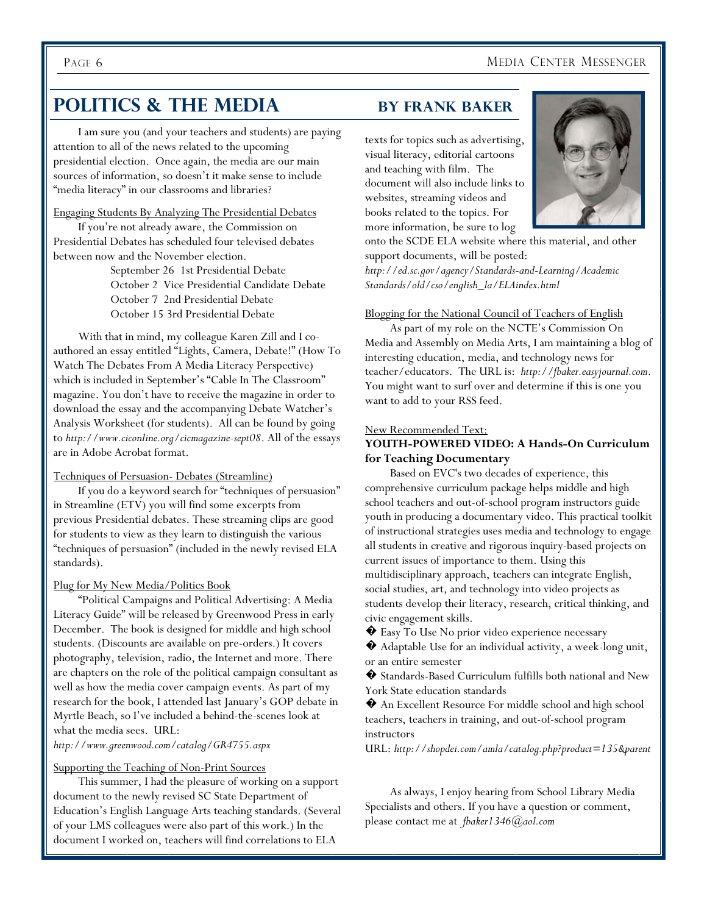# POLITICS & THE MEDIA

## BY FRANK BAKER

I am sure you (and your teachers and students) are paying attention to all of the news related to the upcoming presidential election. Once again, the media are our main sources of information, so doesn't it make sense to include "media literacy" in our classrooms and libraries?

Engaging Students By Analyzing The Presidential Debates

If you're not already aware, the Commission on Presidential Debates has scheduled four televised debates between now and the November election.

September 26 1st Presidential Debate
October 2 Vice Presidential Candidate Debate
October 7 2nd Presidential Debate
October 15 3rd Presidential Debate

With that in mind, my colleague Karen Zill and I co-authored an essay entitled "Lights, Camera, Debate!" (How To Watch The Debates From A Media Literacy Perspective) which is included in September's "Cable In The Classroom" magazine. You don't have to receive the magazine in order to download the essay and the accompanying Debate Watcher's Analysis Worksheet (for students). All can be found by going to *http://www.ciconline.org/cicmagazine-sept08*. All of the essays are in Adobe Acrobat format.

Techniques of Persuasion- Debates (Streamline)

If you do a keyword search for "techniques of persuasion" in Streamline (ETV) you will find some excerpts from previous Presidential debates. These streaming clips are good for students to view as they learn to distinguish the various "techniques of persuasion" (included in the newly revised ELA standards).

Plug for My New Media/Politics Book

"Political Campaigns and Political Advertising: A Media Literacy Guide" will be released by Greenwood Press in early December. The book is designed for middle and high school students. (Discounts are available on pre-orders.) It covers photography, television, radio, the Internet and more. There are chapters on the role of the political campaign consultant as well as how the media cover campaign events. As part of my research for the book, I attended last January's GOP debate in Myrtle Beach, so I've included a behind-the-scenes look at what the media sees. URL:
*http://www.greenwood.com/catalog/GR4755.aspx*

Supporting the Teaching of Non-Print Sources

This summer, I had the pleasure of working on a support document to the newly revised SC State Department of Education's English Language Arts teaching standards. (Several of your LMS colleagues were also part of this work.) In the document I worked on, teachers will find correlations to ELA texts for topics such as advertising, visual literacy, editorial cartoons and teaching with film. The document will also include links to websites, streaming videos and books related to the topics. For more information, be sure to log onto the SCDE ELA website where this material, and other support documents, will be posted:
*http://ed.sc.gov/agency/Standards-and-Learning/Academic Standards/old/cso/english_la/ELAindex.html*

Blogging for the National Council of Teachers of English

As part of my role on the NCTE's Commission On Media and Assembly on Media Arts, I am maintaining a blog of interesting education, media, and technology news for teacher/educators. The URL is: *http://fbaker.easyjournal.com*. You might want to surf over and determine if this is one you want to add to your RSS feed.

New Recommended Text:

**YOUTH-POWERED VIDEO: A Hands-On Curriculum for Teaching Documentary**

Based on EVC's two decades of experience, this comprehensive curriculum package helps middle and high school teachers and out-of-school program instructors guide youth in producing a documentary video. This practical toolkit of instructional strategies uses media and technology to engage all students in creative and rigorous inquiry-based projects on current issues of importance to them. Using this multidisciplinary approach, teachers can integrate English, social studies, art, and technology into video projects as students develop their literacy, research, critical thinking, and civic engagement skills.

- Easy To Use No prior video experience necessary
- Adaptable Use for an individual activity, a week-long unit, or an entire semester
- Standards-Based Curriculum fulfills both national and New York State education standards
- An Excellent Resource For middle school and high school teachers, teachers in training, and out-of-school program instructors

URL: *http://shopdei.com/amla/catalog.php?product=135&parent*

As always, I enjoy hearing from School Library Media Specialists and others. If you have a question or comment, please contact me at *fbaker1346@aol.com*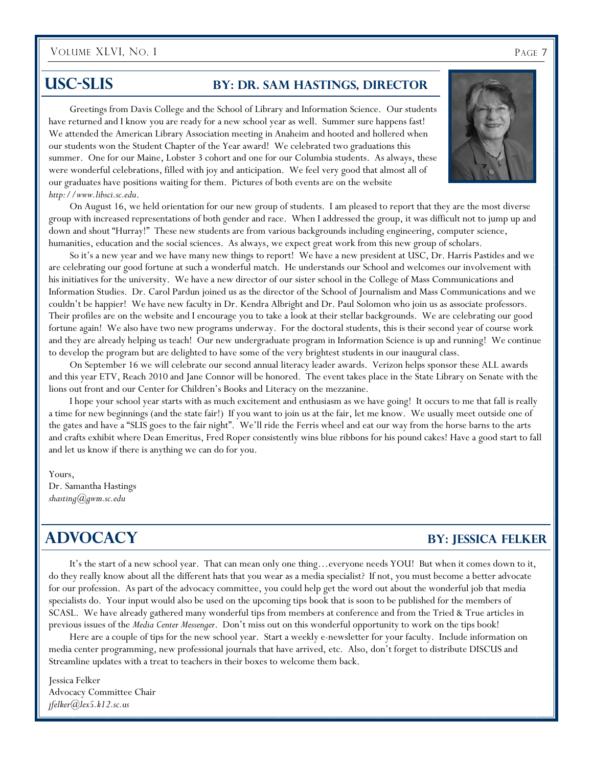## USC-SLIS — By: Dr. Sam Hastings, Director

Greetings from Davis College and the School of Library and Information Science. Our students have returned and I know you are ready for a new school year as well. Summer sure happens fast! We attended the American Library Association meeting in Anaheim and hooted and hollered when our students won the Student Chapter of the Year award! We celebrated two graduations this summer. One for our Maine, Lobster 3 cohort and one for our Columbia students. As always, these were wonderful celebrations, filled with joy and anticipation. We feel very good that almost all of our graduates have positions waiting for them. Pictures of both events are on the website *http://www.libsci.sc.edu*.

On August 16, we held orientation for our new group of students. I am pleased to report that they are the most diverse group with increased representations of both gender and race. When I addressed the group, it was difficult not to jump up and down and shout "Hurray!" These new students are from various backgrounds including engineering, computer science, humanities, education and the social sciences. As always, we expect great work from this new group of scholars.

So it's a new year and we have many new things to report! We have a new president at USC, Dr. Harris Pastides and we are celebrating our good fortune at such a wonderful match. He understands our School and welcomes our involvement with his initiatives for the university. We have a new director of our sister school in the College of Mass Communications and Information Studies. Dr. Carol Pardun joined us as the director of the School of Journalism and Mass Communications and we couldn't be happier! We have new faculty in Dr. Kendra Albright and Dr. Paul Solomon who join us as associate professors. Their profiles are on the website and I encourage you to take a look at their stellar backgrounds. We are celebrating our good fortune again! We also have two new programs underway. For the doctoral students, this is their second year of course work and they are already helping us teach! Our new undergraduate program in Information Science is up and running! We continue to develop the program but are delighted to have some of the very brightest students in our inaugural class.

On September 16 we will celebrate our second annual literacy leader awards. Verizon helps sponsor these ALL awards and this year ETV, Reach 2010 and Jane Connor will be honored. The event takes place in the State Library on Senate with the lions out front and our Center for Children's Books and Literacy on the mezzanine.

I hope your school year starts with as much excitement and enthusiasm as we have going! It occurs to me that fall is really a time for new beginnings (and the state fair!) If you want to join us at the fair, let me know. We usually meet outside one of the gates and have a "SLIS goes to the fair night". We'll ride the Ferris wheel and eat our way from the horse barns to the arts and crafts exhibit where Dean Emeritus, Fred Roper consistently wins blue ribbons for his pound cakes! Have a good start to fall and let us know if there is anything we can do for you.

Yours,
Dr. Samantha Hastings
*shasting@gwm.sc.edu*

## Advocacy — By: Jessica Felker

It's the start of a new school year. That can mean only one thing…everyone needs YOU! But when it comes down to it, do they really know about all the different hats that you wear as a media specialist? If not, you must become a better advocate for our profession. As part of the advocacy committee, you could help get the word out about the wonderful job that media specialists do. Your input would also be used on the upcoming tips book that is soon to be published for the members of SCASL. We have already gathered many wonderful tips from members at conference and from the Tried & True articles in previous issues of the *Media Center Messenger*. Don't miss out on this wonderful opportunity to work on the tips book!

Here are a couple of tips for the new school year. Start a weekly e-newsletter for your faculty. Include information on media center programming, new professional journals that have arrived, etc. Also, don't forget to distribute DISCUS and Streamline updates with a treat to teachers in their boxes to welcome them back.

Jessica Felker
Advocacy Committee Chair
*jfelker@lex5.k12.sc.us*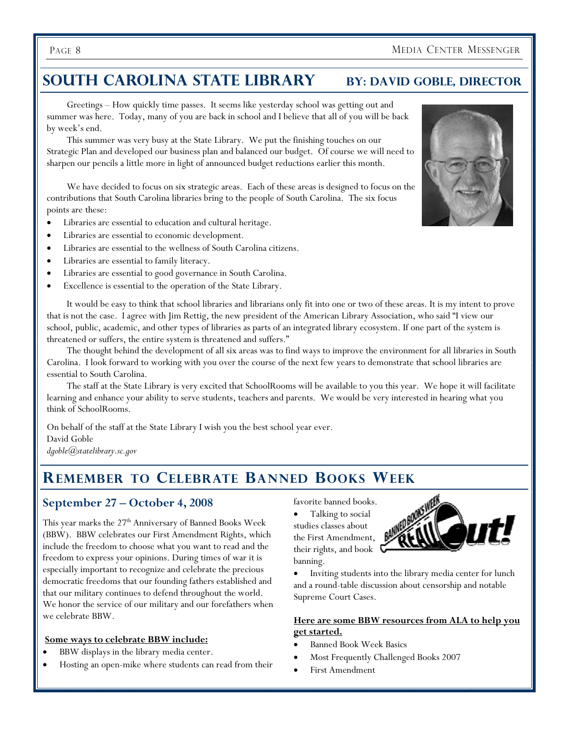## SOUTH CAROLINA STATE LIBRARY — BY: DAVID GOBLE, DIRECTOR

Greetings – How quickly time passes. It seems like yesterday school was getting out and summer was here. Today, many of you are back in school and I believe that all of you will be back by week's end.

This summer was very busy at the State Library. We put the finishing touches on our Strategic Plan and developed our business plan and balanced our budget. Of course we will need to sharpen our pencils a little more in light of announced budget reductions earlier this month.

We have decided to focus on six strategic areas. Each of these areas is designed to focus on the contributions that South Carolina libraries bring to the people of South Carolina. The six focus points are these:

- Libraries are essential to education and cultural heritage.
- Libraries are essential to economic development.
- Libraries are essential to the wellness of South Carolina citizens.
- Libraries are essential to family literacy.
- Libraries are essential to good governance in South Carolina.
- Excellence is essential to the operation of the State Library.

It would be easy to think that school libraries and librarians only fit into one or two of these areas. It is my intent to prove that is not the case. I agree with Jim Rettig, the new president of the American Library Association, who said "I view our school, public, academic, and other types of libraries as parts of an integrated library ecosystem. If one part of the system is threatened or suffers, the entire system is threatened and suffers."

The thought behind the development of all six areas was to find ways to improve the environment for all libraries in South Carolina. I look forward to working with you over the course of the next few years to demonstrate that school libraries are essential to South Carolina.

The staff at the State Library is very excited that SchoolRooms will be available to you this year. We hope it will facilitate learning and enhance your ability to serve students, teachers and parents. We would be very interested in hearing what you think of SchoolRooms.

On behalf of the staff at the State Library I wish you the best school year ever.
David Goble
*dgoble@statelibrary.sc.gov*

## REMEMBER TO CELEBRATE BANNED BOOKS WEEK

### September 27 – October 4, 2008

This year marks the 27th Anniversary of Banned Books Week (BBW). BBW celebrates our First Amendment Rights, which include the freedom to choose what you want to read and the freedom to express your opinions. During times of war it is especially important to recognize and celebrate the precious democratic freedoms that our founding fathers established and that our military continues to defend throughout the world. We honor the service of our military and our forefathers when we celebrate BBW.

**Some ways to celebrate BBW include:**

- BBW displays in the library media center.
- Hosting an open-mike where students can read from their favorite banned books.
- Talking to social studies classes about the First Amendment, their rights, and book banning.
- Inviting students into the library media center for lunch and a round-table discussion about censorship and notable Supreme Court Cases.

**Here are some BBW resources from ALA to help you get started.**

- Banned Book Week Basics
- Most Frequently Challenged Books 2007
- First Amendment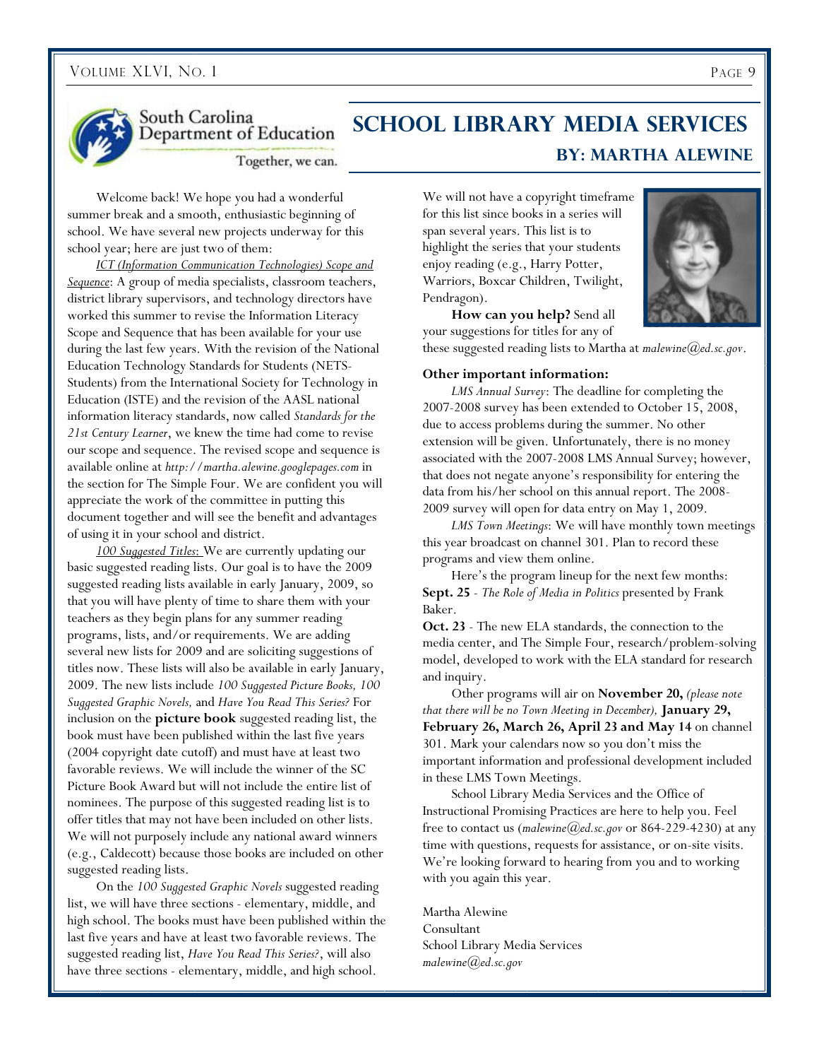South Carolina Department of Education

Together, we can.

# School Library Media Services

## By: Martha Alewine

Welcome back! We hope you had a wonderful summer break and a smooth, enthusiastic beginning of school. We have several new projects underway for this school year; here are just two of them:

*ICT (Information Communication Technologies) Scope and Sequence*: A group of media specialists, classroom teachers, district library supervisors, and technology directors have worked this summer to revise the Information Literacy Scope and Sequence that has been available for your use during the last few years. With the revision of the National Education Technology Standards for Students (NETS-Students) from the International Society for Technology in Education (ISTE) and the revision of the AASL national information literacy standards, now called *Standards for the 21st Century Learner*, we knew the time had come to revise our scope and sequence. The revised scope and sequence is available online at *http://martha.alewine.googlepages.com* in the section for The Simple Four. We are confident you will appreciate the work of the committee in putting this document together and will see the benefit and advantages of using it in your school and district.

*100 Suggested Titles:* We are currently updating our basic suggested reading lists. Our goal is to have the 2009 suggested reading lists available in early January, 2009, so that you will have plenty of time to share them with your teachers as they begin plans for any summer reading programs, lists, and/or requirements. We are adding several new lists for 2009 and are soliciting suggestions of titles now. These lists will also be available in early January, 2009. The new lists include *100 Suggested Picture Books, 100 Suggested Graphic Novels,* and *Have You Read This Series?* For inclusion on the **picture book** suggested reading list, the book must have been published within the last five years (2004 copyright date cutoff) and must have at least two favorable reviews. We will include the winner of the SC Picture Book Award but will not include the entire list of nominees. The purpose of this suggested reading list is to offer titles that may not have been included on other lists. We will not purposely include any national award winners (e.g., Caldecott) because those books are included on other suggested reading lists.

On the *100 Suggested Graphic Novels* suggested reading list, we will have three sections - elementary, middle, and high school. The books must have been published within the last five years and have at least two favorable reviews. The suggested reading list, *Have You Read This Series?*, will also have three sections - elementary, middle, and high school. We will not have a copyright timeframe for this list since books in a series will span several years. This list is to highlight the series that your students enjoy reading (e.g., Harry Potter, Warriors, Boxcar Children, Twilight, Pendragon).

**How can you help?** Send all your suggestions for titles for any of these suggested reading lists to Martha at *malewine@ed.sc.gov*.

**Other important information:**

*LMS Annual Survey*: The deadline for completing the 2007-2008 survey has been extended to October 15, 2008, due to access problems during the summer. No other extension will be given. Unfortunately, there is no money associated with the 2007-2008 LMS Annual Survey; however, that does not negate anyone's responsibility for entering the data from his/her school on this annual report. The 2008-2009 survey will open for data entry on May 1, 2009.

*LMS Town Meetings*: We will have monthly town meetings this year broadcast on channel 301. Plan to record these programs and view them online.

Here's the program lineup for the next few months:

**Sept. 25** - *The Role of Media in Politics* presented by Frank Baker.

**Oct. 23** - The new ELA standards, the connection to the media center, and The Simple Four, research/problem-solving model, developed to work with the ELA standard for research and inquiry.

Other programs will air on **November 20,** *(please note that there will be no Town Meeting in December),* **January 29, February 26, March 26, April 23 and May 14** on channel 301. Mark your calendars now so you don't miss the important information and professional development included in these LMS Town Meetings.

School Library Media Services and the Office of Instructional Promising Practices are here to help you. Feel free to contact us (*malewine@ed.sc.gov* or 864-229-4230) at any time with questions, requests for assistance, or on-site visits. We're looking forward to hearing from you and to working with you again this year.

Martha Alewine
Consultant
School Library Media Services
*malewine@ed.sc.gov*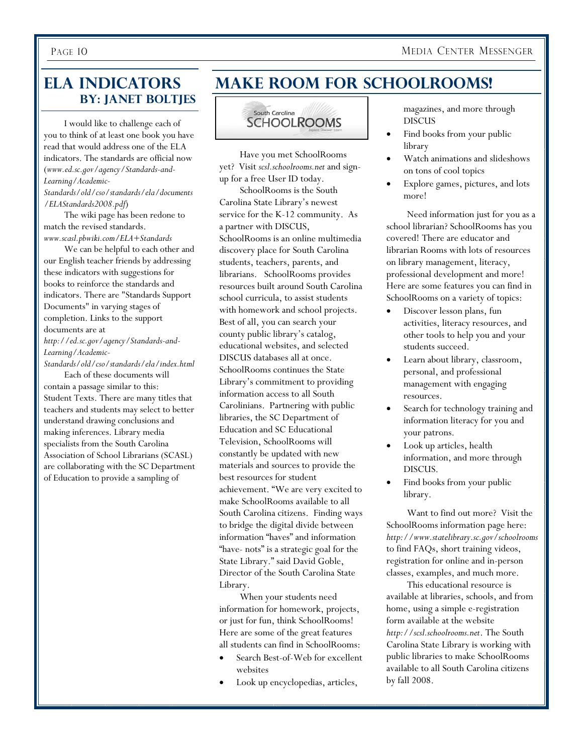## ELA Indicators
### By: Janet Boltjes

I would like to challenge each of you to think of at least one book you have read that would address one of the ELA indicators. The standards are official now (*www.ed.sc.gov/agency/Standards-and-Learning/Academic-Standards/old/cso/standards/ela/documents/ELAStandards2008.pdf*)

The wiki page has been redone to match the revised standards. *www.scasl.pbwiki.com/ELA+Standards*

We can be helpful to each other and our English teacher friends by addressing these indicators with suggestions for books to reinforce the standards and indicators. There are "Standards Support Documents" in varying stages of completion. Links to the support documents are at *http://ed.sc.gov/agency/Standards-and-Learning/Academic-Standards/old/cso/standards/ela/index.html*

Each of these documents will contain a passage similar to this: Student Texts. There are many titles that teachers and students may select to better understand drawing conclusions and making inferences. Library media specialists from the South Carolina Association of School Librarians (SCASL) are collaborating with the SC Department of Education to provide a sampling of

## Make Room for SchoolRooms!

South Carolina SCHOOLROOMS

Have you met SchoolRooms yet? Visit *scsl.schoolrooms.net* and sign-up for a free User ID today.

SchoolRooms is the South Carolina State Library's newest service for the K-12 community. As a partner with DISCUS, SchoolRooms is an online multimedia discovery place for South Carolina students, teachers, parents, and librarians. SchoolRooms provides resources built around South Carolina school curricula, to assist students with homework and school projects. Best of all, you can search your county public library's catalog, educational websites, and selected DISCUS databases all at once. SchoolRooms continues the State Library's commitment to providing information access to all South Carolinians. Partnering with public libraries, the SC Department of Education and SC Educational Television, SchoolRooms will constantly be updated with new materials and sources to provide the best resources for student achievement. "We are very excited to make SchoolRooms available to all South Carolina citizens. Finding ways to bridge the digital divide between information "haves" and information "have- nots" is a strategic goal for the State Library." said David Goble, Director of the South Carolina State Library.

When your students need information for homework, projects, or just for fun, think SchoolRooms! Here are some of the great features all students can find in SchoolRooms:

- Search Best-of-Web for excellent websites
- Look up encyclopedias, articles, magazines, and more through DISCUS
- Find books from your public library
- Watch animations and slideshows on tons of cool topics
- Explore games, pictures, and lots more!

Need information just for you as a school librarian? SchoolRooms has you covered! There are educator and librarian Rooms with lots of resources on library management, literacy, professional development and more! Here are some features you can find in SchoolRooms on a variety of topics:

- Discover lesson plans, fun activities, literacy resources, and other tools to help you and your students succeed.
- Learn about library, classroom, personal, and professional management with engaging resources.
- Search for technology training and information literacy for you and your patrons.
- Look up articles, health information, and more through DISCUS.
- Find books from your public library.

Want to find out more? Visit the SchoolRooms information page here: *http://www.statelibrary.sc.gov/schoolrooms* to find FAQs, short training videos, registration for online and in-person classes, examples, and much more.

This educational resource is available at libraries, schools, and from home, using a simple e-registration form available at the website *http://scsl.schoolrooms.net*. The South Carolina State Library is working with public libraries to make SchoolRooms available to all South Carolina citizens by fall 2008.